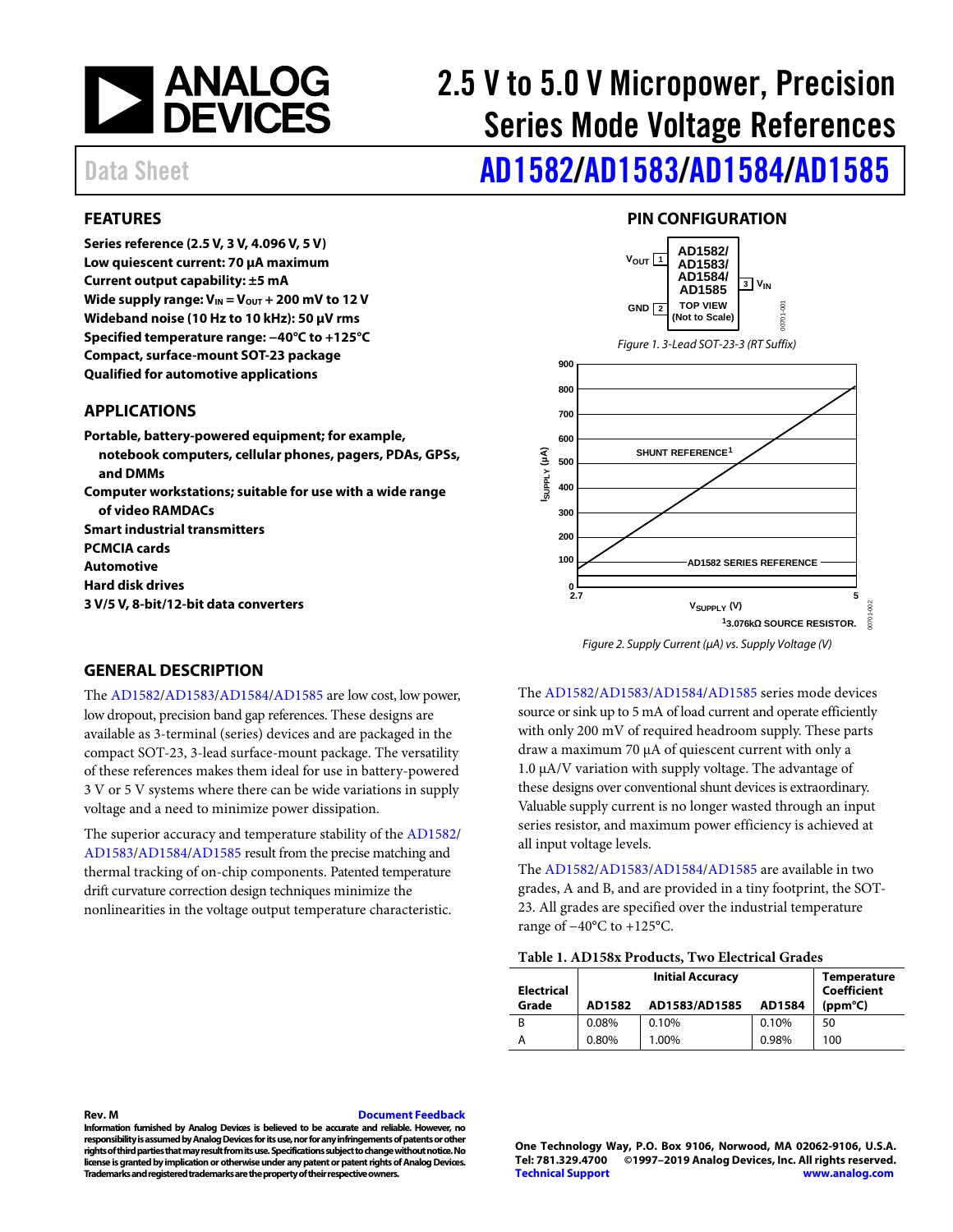# 2.5 V to 5.0 V Micropower, Precision Series Mode Voltage References

Data Sheet

## AD1582/AD1583/AD1584/AD1585

## FEATURES

**Series reference (2.5 V, 3 V, 4.096 V, 5 V)**
**Low quiescent current: 70 µA maximum**
**Current output capability: ±5 mA**
**Wide supply range: $V_{IN} = V_{OUT}$ + 200 mV to 12 V**
**Wideband noise (10 Hz to 10 kHz): 50 µV rms**
**Specified temperature range: −40°C to +125°C**
**Compact, surface-mount SOT-23 package**
**Qualified for automotive applications**

## APPLICATIONS

**Portable, battery-powered equipment; for example, notebook computers, cellular phones, pagers, PDAs, GPSs, and DMMs**
**Computer workstations; suitable for use with a wide range of video RAMDACs**
**Smart industrial transmitters**
**PCMCIA cards**
**Automotive**
**Hard disk drives**
**3 V/5 V, 8-bit/12-bit data converters**

## PIN CONFIGURATION

Figure 1. 3-Lead SOT-23-3 (RT Suffix)

Figure 2. Supply Current (µA) vs. Supply Voltage (V)

## GENERAL DESCRIPTION

The AD1582/AD1583/AD1584/AD1585 are low cost, low power, low dropout, precision band gap references. These designs are available as 3-terminal (series) devices and are packaged in the compact SOT-23, 3-lead surface-mount package. The versatility of these references makes them ideal for use in battery-powered 3 V or 5 V systems where there can be wide variations in supply voltage and a need to minimize power dissipation.

The superior accuracy and temperature stability of the AD1582/AD1583/AD1584/AD1585 result from the precise matching and thermal tracking of on-chip components. Patented temperature drift curvature correction design techniques minimize the nonlinearities in the voltage output temperature characteristic.

The AD1582/AD1583/AD1584/AD1585 series mode devices source or sink up to 5 mA of load current and operate efficiently with only 200 mV of required headroom supply. These parts draw a maximum 70 µA of quiescent current with only a 1.0 µA/V variation with supply voltage. The advantage of these designs over conventional shunt devices is extraordinary. Valuable supply current is no longer wasted through an input series resistor, and maximum power efficiency is achieved at all input voltage levels.

The AD1582/AD1583/AD1584/AD1585 are available in two grades, A and B, and are provided in a tiny footprint, the SOT-23. All grades are specified over the industrial temperature range of −40°C to +125°C.

**Table 1. AD158x Products, Two Electrical Grades**

| Electrical Grade | Initial Accuracy | | | Temperature Coefficient (ppm°C) |
|---|---|---|---|---|
| | AD1582 | AD1583/AD1585 | AD1584 | |
| B | 0.08% | 0.10% | 0.10% | 50 |
| A | 0.80% | 1.00% | 0.98% | 100 |

Rev. M

Information furnished by Analog Devices is believed to be accurate and reliable. However, no responsibility is assumed by Analog Devices for its use, nor for any infringements of patents or other rights of third parties that may result from its use. Specifications subject to change without notice. No license is granted by implication or otherwise under any patent or patent rights of Analog Devices. Trademarks and registered trademarks are the property of their respective owners.

One Technology Way, P.O. Box 9106, Norwood, MA 02062-9106, U.S.A.
Tel: 781.329.4700 ©1997–2019 Analog Devices, Inc. All rights reserved.
Technical Support www.analog.com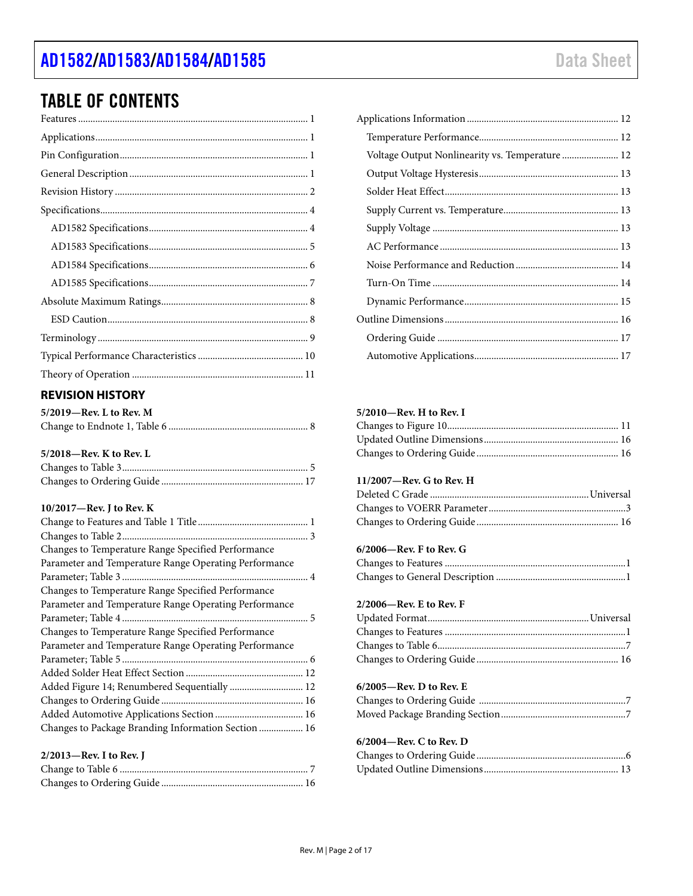## TABLE OF CONTENTS

Features .......... 1
Applications .......... 1
Pin Configuration .......... 1
General Description .......... 1
Revision History .......... 2
Specifications .......... 4
  AD1582 Specifications .......... 4
  AD1583 Specifications .......... 5
  AD1584 Specifications .......... 6
  AD1585 Specifications .......... 7
Absolute Maximum Ratings .......... 8
  ESD Caution .......... 8
Terminology .......... 9
Typical Performance Characteristics .......... 10
Theory of Operation .......... 11
Applications Information .......... 12
  Temperature Performance .......... 12
  Voltage Output Nonlinearity vs. Temperature .......... 12
  Output Voltage Hysteresis .......... 13
  Solder Heat Effect .......... 13
  Supply Current vs. Temperature .......... 13
  Supply Voltage .......... 13
  AC Performance .......... 13
  Noise Performance and Reduction .......... 14
  Turn-On Time .......... 14
  Dynamic Performance .......... 15
Outline Dimensions .......... 16
  Ordering Guide .......... 17
  Automotive Applications .......... 17

### REVISION HISTORY

**5/2019—Rev. L to Rev. M**

Change to Endnote 1, Table 6 .......... 8

**5/2018—Rev. K to Rev. L**

Changes to Table 3 .......... 5
Changes to Ordering Guide .......... 17

**10/2017—Rev. J to Rev. K**

Change to Features and Table 1 Title .......... 1
Changes to Table 2 .......... 3
Changes to Temperature Range Specified Performance Parameter and Temperature Range Operating Performance Parameter; Table 3 .......... 4
Changes to Temperature Range Specified Performance Parameter and Temperature Range Operating Performance Parameter; Table 4 .......... 5
Changes to Temperature Range Specified Performance Parameter and Temperature Range Operating Performance Parameter; Table 5 .......... 6
Added Solder Heat Effect Section .......... 12
Added Figure 14; Renumbered Sequentially .......... 12
Changes to Ordering Guide .......... 16
Added Automotive Applications Section .......... 16
Changes to Package Branding Information Section .......... 16

**2/2013—Rev. I to Rev. J**

Change to Table 6 .......... 7
Changes to Ordering Guide .......... 16

**5/2010—Rev. H to Rev. I**

Changes to Figure 10 .......... 11
Updated Outline Dimensions .......... 16
Changes to Ordering Guide .......... 16

**11/2007—Rev. G to Rev. H**

Deleted C Grade .......... Universal
Changes to VOERR Parameter .......... 3
Changes to Ordering Guide .......... 16

**6/2006—Rev. F to Rev. G**

Changes to Features .......... 1
Changes to General Description .......... 1

**2/2006—Rev. E to Rev. F**

Updated Format .......... Universal
Changes to Features .......... 1
Changes to Table 6 .......... 7
Changes to Ordering Guide .......... 16

**6/2005—Rev. D to Rev. E**

Changes to Ordering Guide .......... 7
Moved Package Branding Section .......... 7

**6/2004—Rev. C to Rev. D**

Changes to Ordering Guide .......... 6
Updated Outline Dimensions .......... 13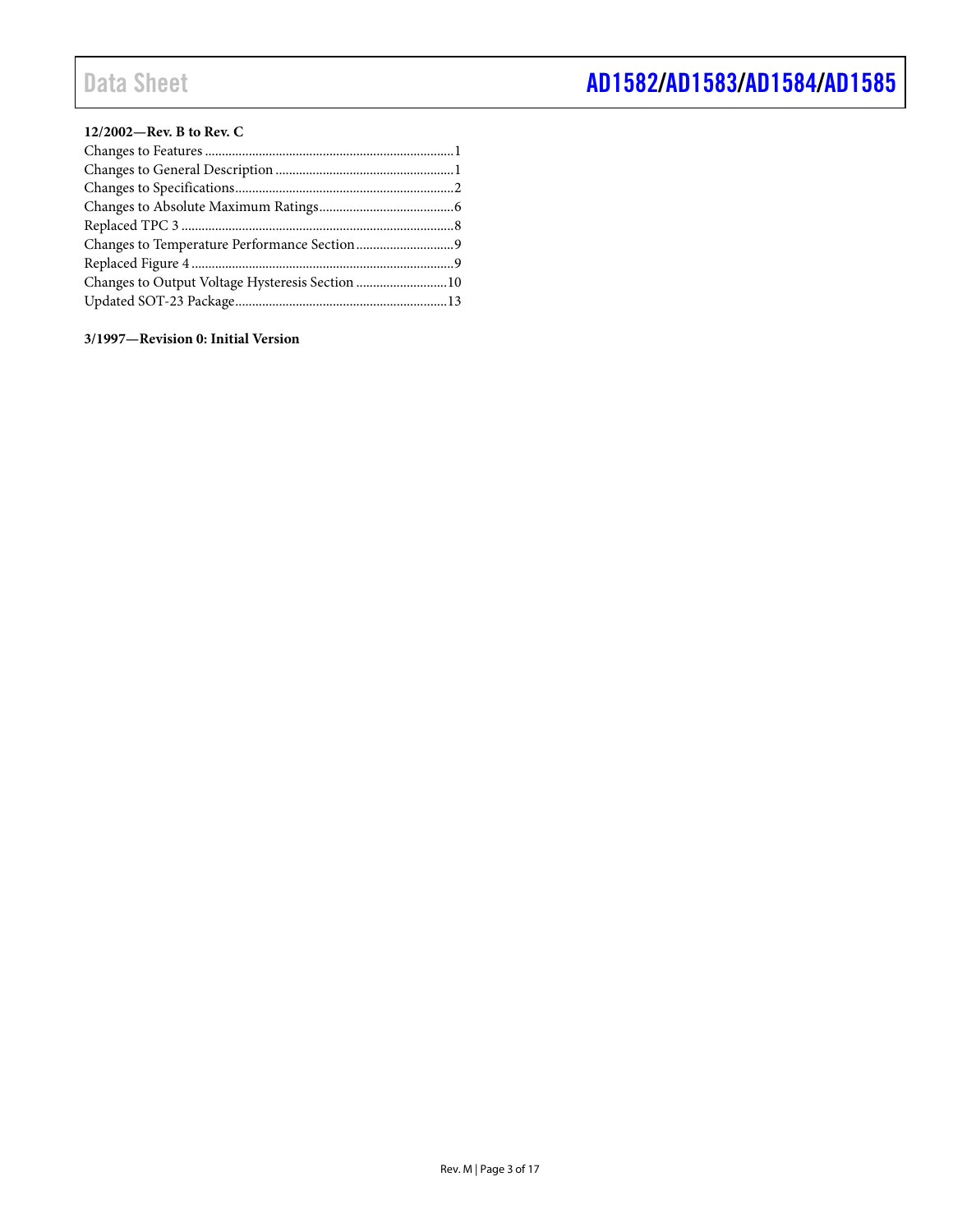**12/2002—Rev. B to Rev. C**

Changes to Features ........................................................................1
Changes to General Description ....................................................1
Changes to Specifications................................................................2
Changes to Absolute Maximum Ratings........................................6
Replaced TPC 3 ................................................................................8
Changes to Temperature Performance Section.............................9
Replaced Figure 4.............................................................................9
Changes to Output Voltage Hysteresis Section ...........................10
Updated SOT-23 Package..............................................................13

**3/1997—Revision 0: Initial Version**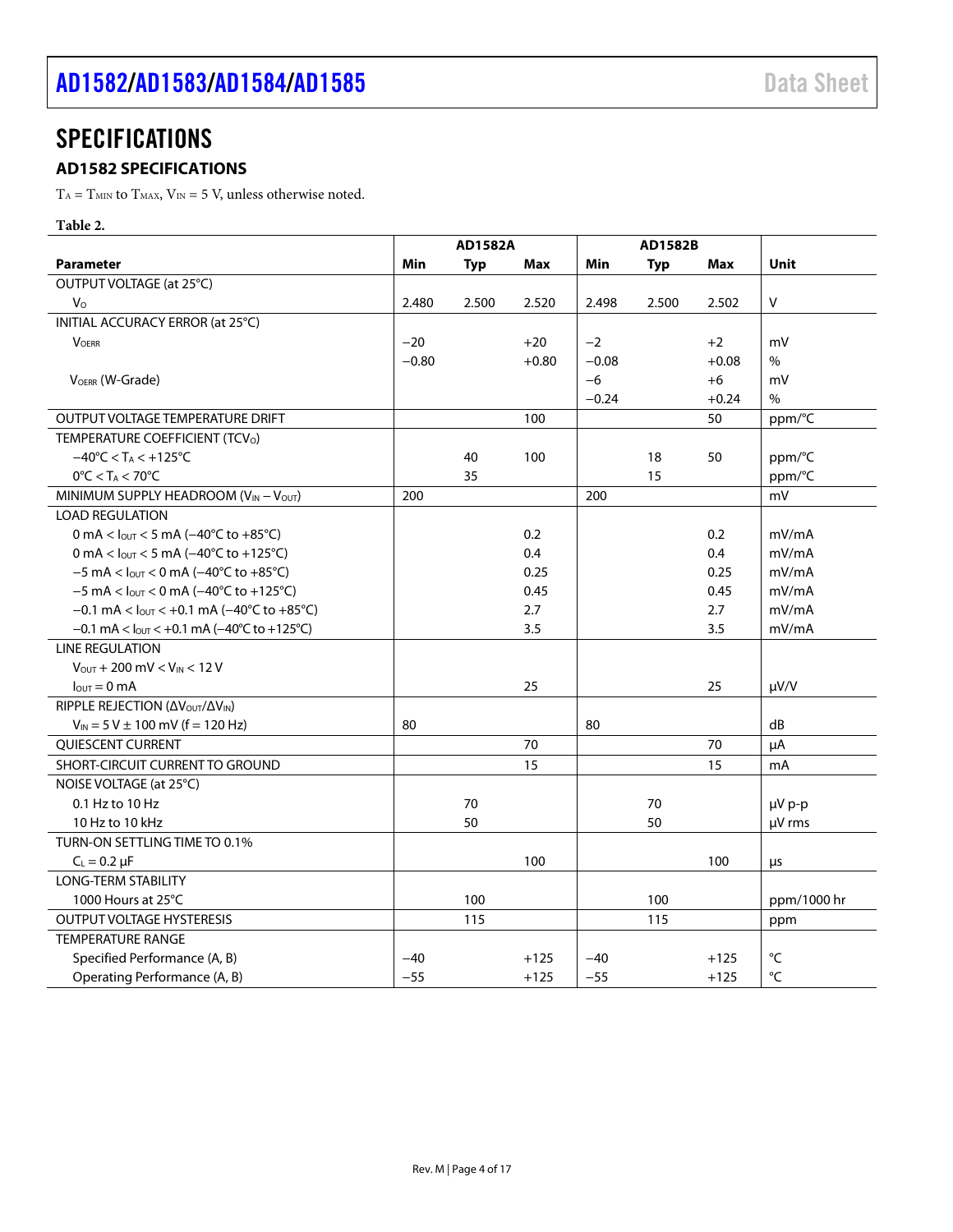# SPECIFICATIONS

## AD1582 SPECIFICATIONS

$T_A = T_{MIN}$ to $T_{MAX}$, $V_{IN} = 5$ V, unless otherwise noted.

**Table 2.**

| | AD1582A | | | AD1582B | | | |
|---|---|---|---|---|---|---|---|
| **Parameter** | **Min** | **Typ** | **Max** | **Min** | **Typ** | **Max** | **Unit** |
| OUTPUT VOLTAGE (at 25°C) | | | | | | | |
| $V_O$ | 2.480 | 2.500 | 2.520 | 2.498 | 2.500 | 2.502 | V |
| INITIAL ACCURACY ERROR (at 25°C) | | | | | | | |
| $V_{OERR}$ | −20 | | +20 | −2 | | +2 | mV |
| | −0.80 | | +0.80 | −0.08 | | +0.08 | % |
| $V_{OERR}$ (W-Grade) | | | | −6 | | +6 | mV |
| | | | | −0.24 | | +0.24 | % |
| OUTPUT VOLTAGE TEMPERATURE DRIFT | | | 100 | | | 50 | ppm/°C |
| TEMPERATURE COEFFICIENT ($TCV_O$) | | | | | | | |
| $-40°C < T_A < +125°C$ | | 40 | 100 | | 18 | 50 | ppm/°C |
| $0°C < T_A < 70°C$ | | 35 | | | 15 | | ppm/°C |
| MINIMUM SUPPLY HEADROOM ($V_{IN} - V_{OUT}$) | 200 | | | 200 | | | mV |
| LOAD REGULATION | | | | | | | |
| 0 mA < $I_{OUT}$ < 5 mA (−40°C to +85°C) | | | 0.2 | | | 0.2 | mV/mA |
| 0 mA < $I_{OUT}$ < 5 mA (−40°C to +125°C) | | | 0.4 | | | 0.4 | mV/mA |
| −5 mA < $I_{OUT}$ < 0 mA (−40°C to +85°C) | | | 0.25 | | | 0.25 | mV/mA |
| −5 mA < $I_{OUT}$ < 0 mA (−40°C to +125°C) | | | 0.45 | | | 0.45 | mV/mA |
| −0.1 mA < $I_{OUT}$ < +0.1 mA (−40°C to +85°C) | | | 2.7 | | | 2.7 | mV/mA |
| −0.1 mA < $I_{OUT}$ < +0.1 mA (−40°C to +125°C) | | | 3.5 | | | 3.5 | mV/mA |
| LINE REGULATION | | | | | | | |
| $V_{OUT}$ + 200 mV < $V_{IN}$ < 12 V | | | | | | | |
| $I_{OUT}$ = 0 mA | | | 25 | | | 25 | µV/V |
| RIPPLE REJECTION ($\Delta V_{OUT}/\Delta V_{IN}$) | | | | | | | |
| $V_{IN}$ = 5 V ± 100 mV (f = 120 Hz) | 80 | | | 80 | | | dB |
| QUIESCENT CURRENT | | | 70 | | | 70 | µA |
| SHORT-CIRCUIT CURRENT TO GROUND | | | 15 | | | 15 | mA |
| NOISE VOLTAGE (at 25°C) | | | | | | | |
| 0.1 Hz to 10 Hz | | 70 | | | 70 | | µV p-p |
| 10 Hz to 10 kHz | | 50 | | | 50 | | µV rms |
| TURN-ON SETTLING TIME TO 0.1% | | | | | | | |
| $C_L$ = 0.2 µF | | | 100 | | | 100 | µs |
| LONG-TERM STABILITY | | | | | | | |
| 1000 Hours at 25°C | | 100 | | | 100 | | ppm/1000 hr |
| OUTPUT VOLTAGE HYSTERESIS | | 115 | | | 115 | | ppm |
| TEMPERATURE RANGE | | | | | | | |
| Specified Performance (A, B) | −40 | | +125 | −40 | | +125 | °C |
| Operating Performance (A, B) | −55 | | +125 | −55 | | +125 | °C |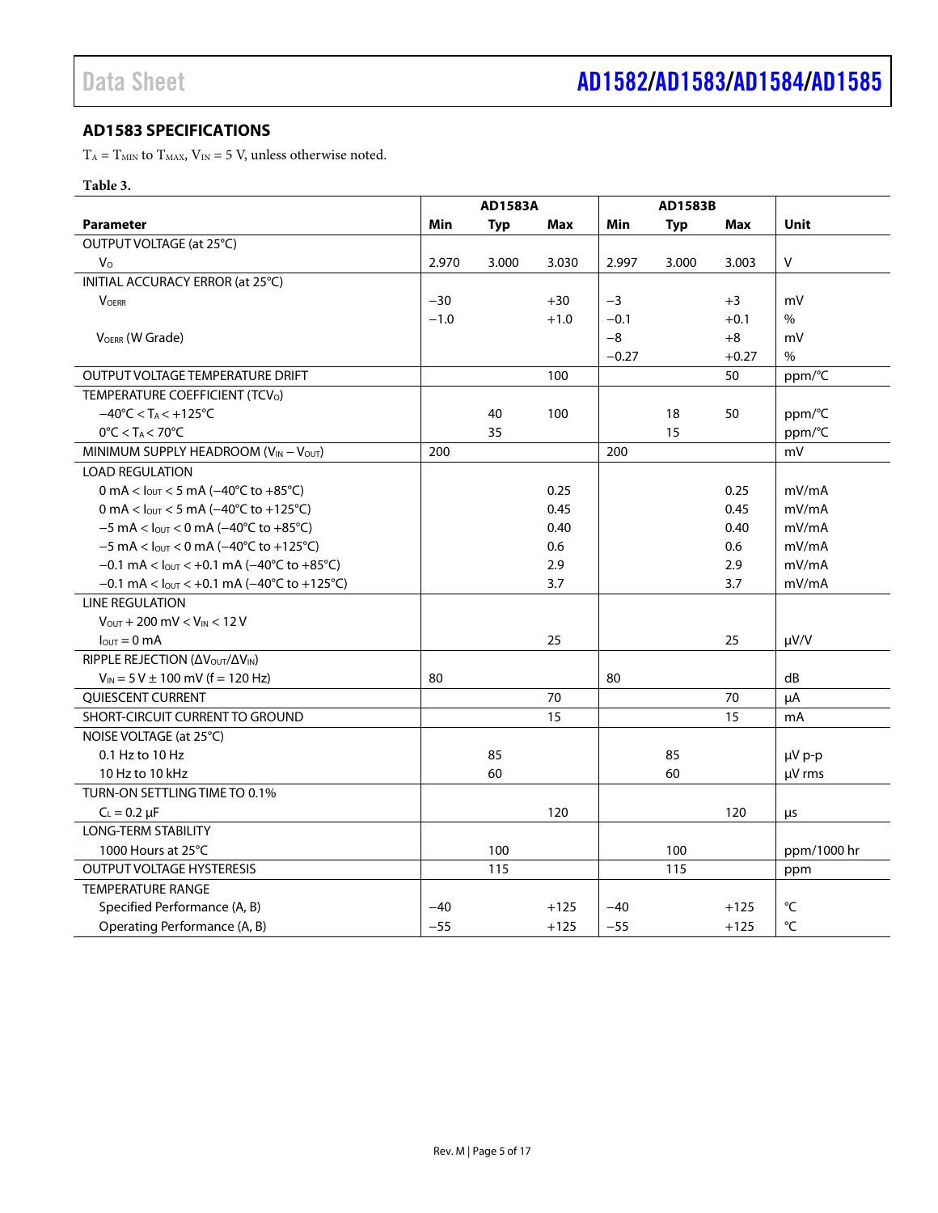## AD1583 SPECIFICATIONS

$T_A = T_{MIN}$ to $T_{MAX}$, $V_{IN}$ = 5 V, unless otherwise noted.

**Table 3.**

| | AD1583A | | | AD1583B | | | |
|---|---|---|---|---|---|---|---|
| **Parameter** | **Min** | **Typ** | **Max** | **Min** | **Typ** | **Max** | **Unit** |
| OUTPUT VOLTAGE (at 25°C) | | | | | | | |
| $V_O$ | 2.970 | 3.000 | 3.030 | 2.997 | 3.000 | 3.003 | V |
| INITIAL ACCURACY ERROR (at 25°C) | | | | | | | |
| $V_{OERR}$ | −30 | | +30 | −3 | | +3 | mV |
| | −1.0 | | +1.0 | −0.1 | | +0.1 | % |
| $V_{OERR}$ (W Grade) | | | | −8 | | +8 | mV |
| | | | | −0.27 | | +0.27 | % |
| OUTPUT VOLTAGE TEMPERATURE DRIFT | | | 100 | | | 50 | ppm/°C |
| TEMPERATURE COEFFICIENT ($TCV_O$) | | | | | | | |
| −40°C < $T_A$ < +125°C | | 40 | 100 | | 18 | 50 | ppm/°C |
| 0°C < $T_A$ < 70°C | | 35 | | | 15 | | ppm/°C |
| MINIMUM SUPPLY HEADROOM ($V_{IN}$ − $V_{OUT}$) | 200 | | | 200 | | | mV |
| LOAD REGULATION | | | | | | | |
| 0 mA < $I_{OUT}$ < 5 mA (−40°C to +85°C) | | | 0.25 | | | 0.25 | mV/mA |
| 0 mA < $I_{OUT}$ < 5 mA (−40°C to +125°C) | | | 0.45 | | | 0.45 | mV/mA |
| −5 mA < $I_{OUT}$ < 0 mA (−40°C to +85°C) | | | 0.40 | | | 0.40 | mV/mA |
| −5 mA < $I_{OUT}$ < 0 mA (−40°C to +125°C) | | | 0.6 | | | 0.6 | mV/mA |
| −0.1 mA < $I_{OUT}$ < +0.1 mA (−40°C to +85°C) | | | 2.9 | | | 2.9 | mV/mA |
| −0.1 mA < $I_{OUT}$ < +0.1 mA (−40°C to +125°C) | | | 3.7 | | | 3.7 | mV/mA |
| LINE REGULATION | | | | | | | |
| $V_{OUT}$ + 200 mV < $V_{IN}$ < 12 V | | | | | | | |
| $I_{OUT}$ = 0 mA | | | 25 | | | 25 | µV/V |
| RIPPLE REJECTION ($\Delta V_{OUT}/\Delta V_{IN}$) | | | | | | | |
| $V_{IN}$ = 5 V ± 100 mV (f = 120 Hz) | 80 | | | 80 | | | dB |
| QUIESCENT CURRENT | | | 70 | | | 70 | µA |
| SHORT-CIRCUIT CURRENT TO GROUND | | | 15 | | | 15 | mA |
| NOISE VOLTAGE (at 25°C) | | | | | | | |
| 0.1 Hz to 10 Hz | | 85 | | | 85 | | µV p-p |
| 10 Hz to 10 kHz | | 60 | | | 60 | | µV rms |
| TURN-ON SETTLING TIME TO 0.1% | | | | | | | |
| $C_L$ = 0.2 µF | | | 120 | | | 120 | µs |
| LONG-TERM STABILITY | | | | | | | |
| 1000 Hours at 25°C | | 100 | | | 100 | | ppm/1000 hr |
| OUTPUT VOLTAGE HYSTERESIS | | 115 | | | 115 | | ppm |
| TEMPERATURE RANGE | | | | | | | |
| Specified Performance (A, B) | −40 | | +125 | −40 | | +125 | °C |
| Operating Performance (A, B) | −55 | | +125 | −55 | | +125 | °C |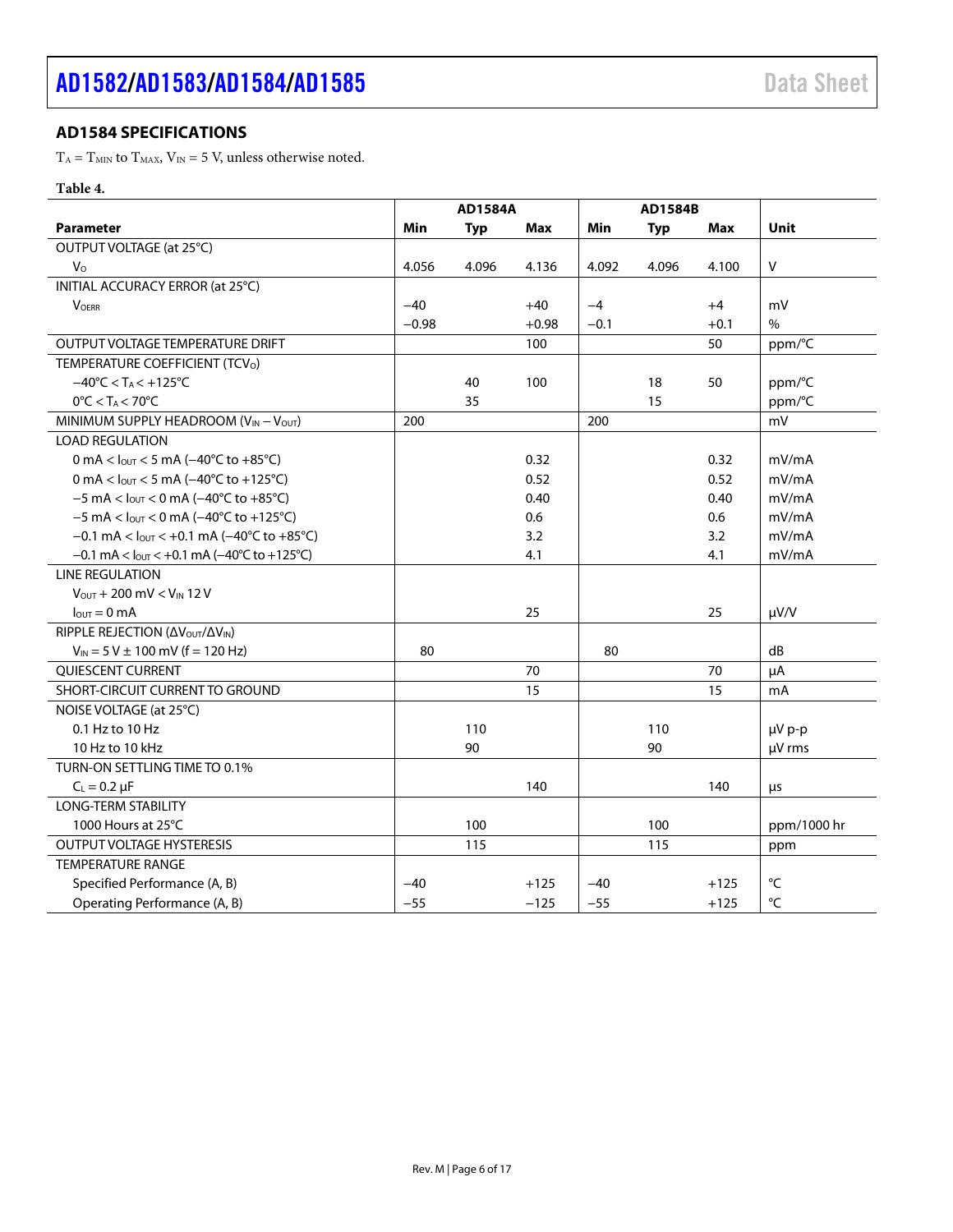## AD1584 SPECIFICATIONS

$T_A = T_{MIN}$ to $T_{MAX}$, $V_{IN} = 5$ V, unless otherwise noted.

**Table 4.**

| | AD1584A | | | AD1584B | | | |
|---|---|---|---|---|---|---|---|
| **Parameter** | **Min** | **Typ** | **Max** | **Min** | **Typ** | **Max** | **Unit** |
| OUTPUT VOLTAGE (at 25°C) | | | | | | | |
| $V_O$ | 4.056 | 4.096 | 4.136 | 4.092 | 4.096 | 4.100 | V |
| INITIAL ACCURACY ERROR (at 25°C) | | | | | | | |
| $V_{OERR}$ | −40 | | +40 | −4 | | +4 | mV |
| | −0.98 | | +0.98 | −0.1 | | +0.1 | % |
| OUTPUT VOLTAGE TEMPERATURE DRIFT | | | 100 | | | 50 | ppm/°C |
| TEMPERATURE COEFFICIENT ($TCV_O$) | | | | | | | |
| −40°C < $T_A$ < +125°C | | 40 | 100 | | 18 | 50 | ppm/°C |
| 0°C < $T_A$ < 70°C | | 35 | | | 15 | | ppm/°C |
| MINIMUM SUPPLY HEADROOM ($V_{IN} − V_{OUT}$) | 200 | | | 200 | | | mV |
| LOAD REGULATION | | | | | | | |
| 0 mA < $I_{OUT}$ < 5 mA (−40°C to +85°C) | | | 0.32 | | | 0.32 | mV/mA |
| 0 mA < $I_{OUT}$ < 5 mA (−40°C to +125°C) | | | 0.52 | | | 0.52 | mV/mA |
| −5 mA < $I_{OUT}$ < 0 mA (−40°C to +85°C) | | | 0.40 | | | 0.40 | mV/mA |
| −5 mA < $I_{OUT}$ < 0 mA (−40°C to +125°C) | | | 0.6 | | | 0.6 | mV/mA |
| −0.1 mA < $I_{OUT}$ < +0.1 mA (−40°C to +85°C) | | | 3.2 | | | 3.2 | mV/mA |
| −0.1 mA < $I_{OUT}$ < +0.1 mA (−40°C to +125°C) | | | 4.1 | | | 4.1 | mV/mA |
| LINE REGULATION | | | | | | | |
| $V_{OUT}$ + 200 mV < $V_{IN}$ 12 V | | | | | | | |
| $I_{OUT}$ = 0 mA | | | 25 | | | 25 | µV/V |
| RIPPLE REJECTION ($\Delta V_{OUT}/\Delta V_{IN}$) | | | | | | | |
| $V_{IN}$ = 5 V ± 100 mV (f = 120 Hz) | 80 | | | 80 | | | dB |
| QUIESCENT CURRENT | | | 70 | | | 70 | µA |
| SHORT-CIRCUIT CURRENT TO GROUND | | | 15 | | | 15 | mA |
| NOISE VOLTAGE (at 25°C) | | | | | | | |
| 0.1 Hz to 10 Hz | | 110 | | | 110 | | µV p-p |
| 10 Hz to 10 kHz | | 90 | | | 90 | | µV rms |
| TURN-ON SETTLING TIME TO 0.1% | | | | | | | |
| $C_L$ = 0.2 µF | | | 140 | | | 140 | µs |
| LONG-TERM STABILITY | | | | | | | |
| 1000 Hours at 25°C | | 100 | | | 100 | | ppm/1000 hr |
| OUTPUT VOLTAGE HYSTERESIS | | 115 | | | 115 | | ppm |
| TEMPERATURE RANGE | | | | | | | |
| Specified Performance (A, B) | −40 | | +125 | −40 | | +125 | °C |
| Operating Performance (A, B) | −55 | | −125 | −55 | | +125 | °C |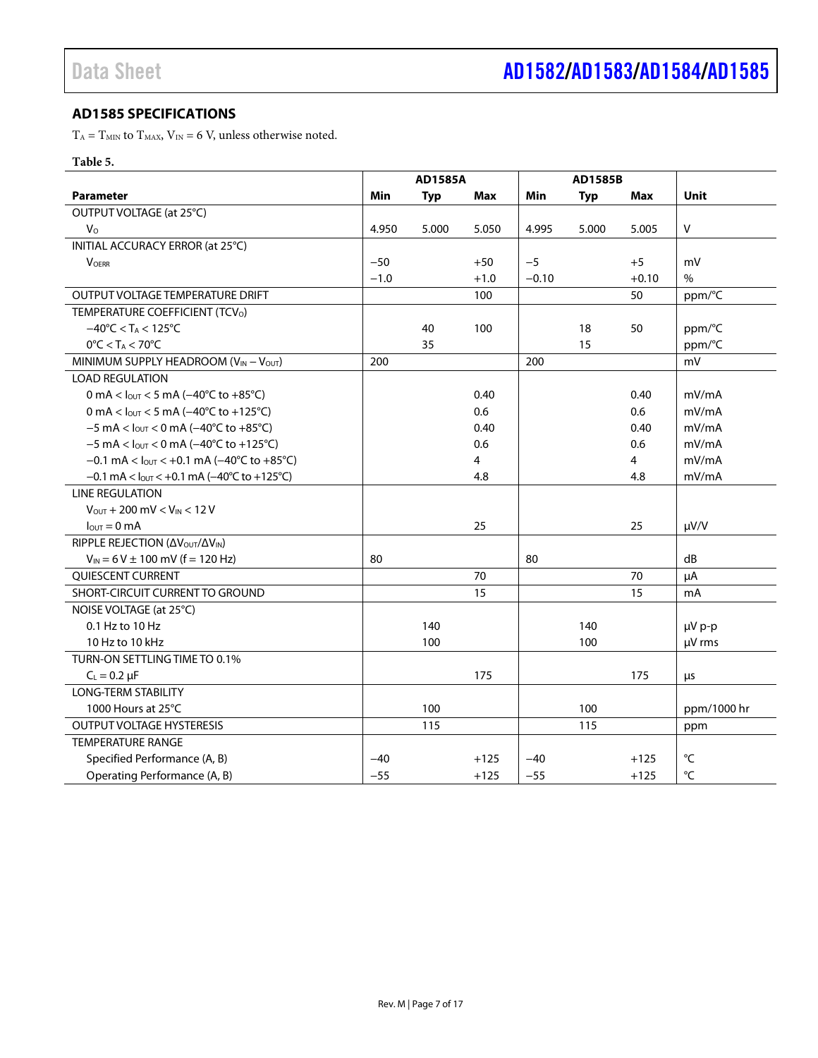## AD1585 SPECIFICATIONS

$T_A = T_{MIN}$ to $T_{MAX}$, $V_{IN} = 6$ V, unless otherwise noted.

**Table 5.**

| | AD1585A | | | AD1585B | | | |
|---|---|---|---|---|---|---|---|
| **Parameter** | **Min** | **Typ** | **Max** | **Min** | **Typ** | **Max** | **Unit** |
| OUTPUT VOLTAGE (at 25°C) | | | | | | | |
| $V_O$ | 4.950 | 5.000 | 5.050 | 4.995 | 5.000 | 5.005 | V |
| INITIAL ACCURACY ERROR (at 25°C) | | | | | | | |
| $V_{OERR}$ | −50 | | +50 | −5 | | +5 | mV |
| | −1.0 | | +1.0 | −0.10 | | +0.10 | % |
| OUTPUT VOLTAGE TEMPERATURE DRIFT | | | 100 | | | 50 | ppm/°C |
| TEMPERATURE COEFFICIENT ($TCV_O$) | | | | | | | |
| −40°C < $T_A$ < 125°C | | 40 | 100 | | 18 | 50 | ppm/°C |
| 0°C < $T_A$ < 70°C | | 35 | | | 15 | | ppm/°C |
| MINIMUM SUPPLY HEADROOM ($V_{IN}$ − $V_{OUT}$) | 200 | | | 200 | | | mV |
| LOAD REGULATION | | | | | | | |
| 0 mA < $I_{OUT}$ < 5 mA (−40°C to +85°C) | | | 0.40 | | | 0.40 | mV/mA |
| 0 mA < $I_{OUT}$ < 5 mA (−40°C to +125°C) | | | 0.6 | | | 0.6 | mV/mA |
| −5 mA < $I_{OUT}$ < 0 mA (−40°C to +85°C) | | | 0.40 | | | 0.40 | mV/mA |
| −5 mA < $I_{OUT}$ < 0 mA (−40°C to +125°C) | | | 0.6 | | | 0.6 | mV/mA |
| −0.1 mA < $I_{OUT}$ < +0.1 mA (−40°C to +85°C) | | | 4 | | | 4 | mV/mA |
| −0.1 mA < $I_{OUT}$ < +0.1 mA (−40°C to +125°C) | | | 4.8 | | | 4.8 | mV/mA |
| LINE REGULATION | | | | | | | |
| $V_{OUT}$ + 200 mV < $V_{IN}$ < 12 V | | | | | | | |
| $I_{OUT}$ = 0 mA | | | 25 | | | 25 | μV/V |
| RIPPLE REJECTION ($\Delta V_{OUT}/\Delta V_{IN}$) | | | | | | | |
| $V_{IN}$ = 6 V ± 100 mV (f = 120 Hz) | 80 | | | 80 | | | dB |
| QUIESCENT CURRENT | | | 70 | | | 70 | μA |
| SHORT-CIRCUIT CURRENT TO GROUND | | | 15 | | | 15 | mA |
| NOISE VOLTAGE (at 25°C) | | | | | | | |
| 0.1 Hz to 10 Hz | | 140 | | | 140 | | μV p-p |
| 10 Hz to 10 kHz | | 100 | | | 100 | | μV rms |
| TURN-ON SETTLING TIME TO 0.1% | | | | | | | |
| $C_L$ = 0.2 μF | | | 175 | | | 175 | μs |
| LONG-TERM STABILITY | | | | | | | |
| 1000 Hours at 25°C | | 100 | | | 100 | | ppm/1000 hr |
| OUTPUT VOLTAGE HYSTERESIS | | 115 | | | 115 | | ppm |
| TEMPERATURE RANGE | | | | | | | |
| Specified Performance (A, B) | −40 | | +125 | −40 | | +125 | °C |
| Operating Performance (A, B) | −55 | | +125 | −55 | | +125 | °C |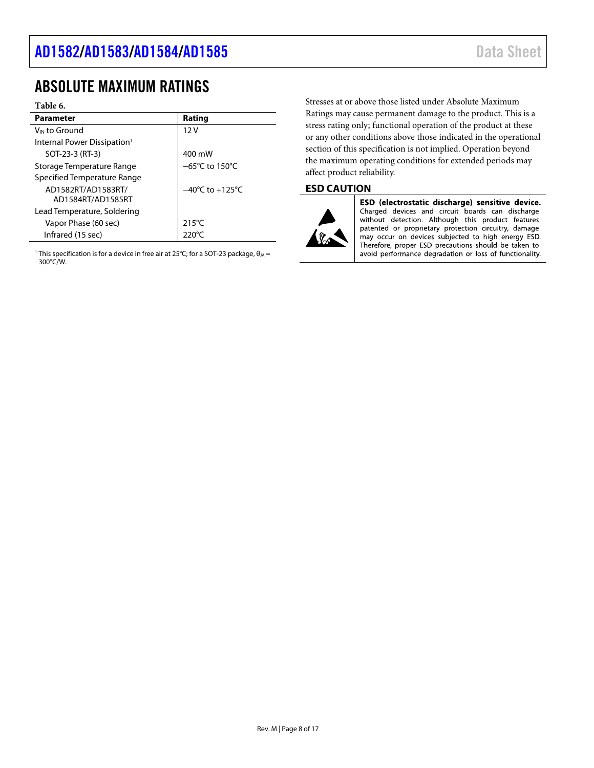# ABSOLUTE MAXIMUM RATINGS

**Table 6.**

| Parameter | Rating |
|---|---|
| $V_{IN}$ to Ground | 12 V |
| Internal Power Dissipation[1] | |
| SOT-23-3 (RT-3) | 400 mW |
| Storage Temperature Range | −65°C to 150°C |
| Specified Temperature Range | |
| AD1582RT/AD1583RT/ AD1584RT/AD1585RT | −40°C to +125°C |
| Lead Temperature, Soldering | |
| Vapor Phase (60 sec) | 215°C |
| Infrared (15 sec) | 220°C |

[1] This specification is for a device in free air at 25°C; for a SOT-23 package, $\theta_{JA}$ = 300°C/W.

Stresses at or above those listed under Absolute Maximum Ratings may cause permanent damage to the product. This is a stress rating only; functional operation of the product at these or any other conditions above those indicated in the operational section of this specification is not implied. Operation beyond the maximum operating conditions for extended periods may affect product reliability.

## ESD CAUTION

**ESD (electrostatic discharge) sensitive device.** Charged devices and circuit boards can discharge without detection. Although this product features patented or proprietary protection circuitry, damage may occur on devices subjected to high energy ESD. Therefore, proper ESD precautions should be taken to avoid performance degradation or loss of functionality.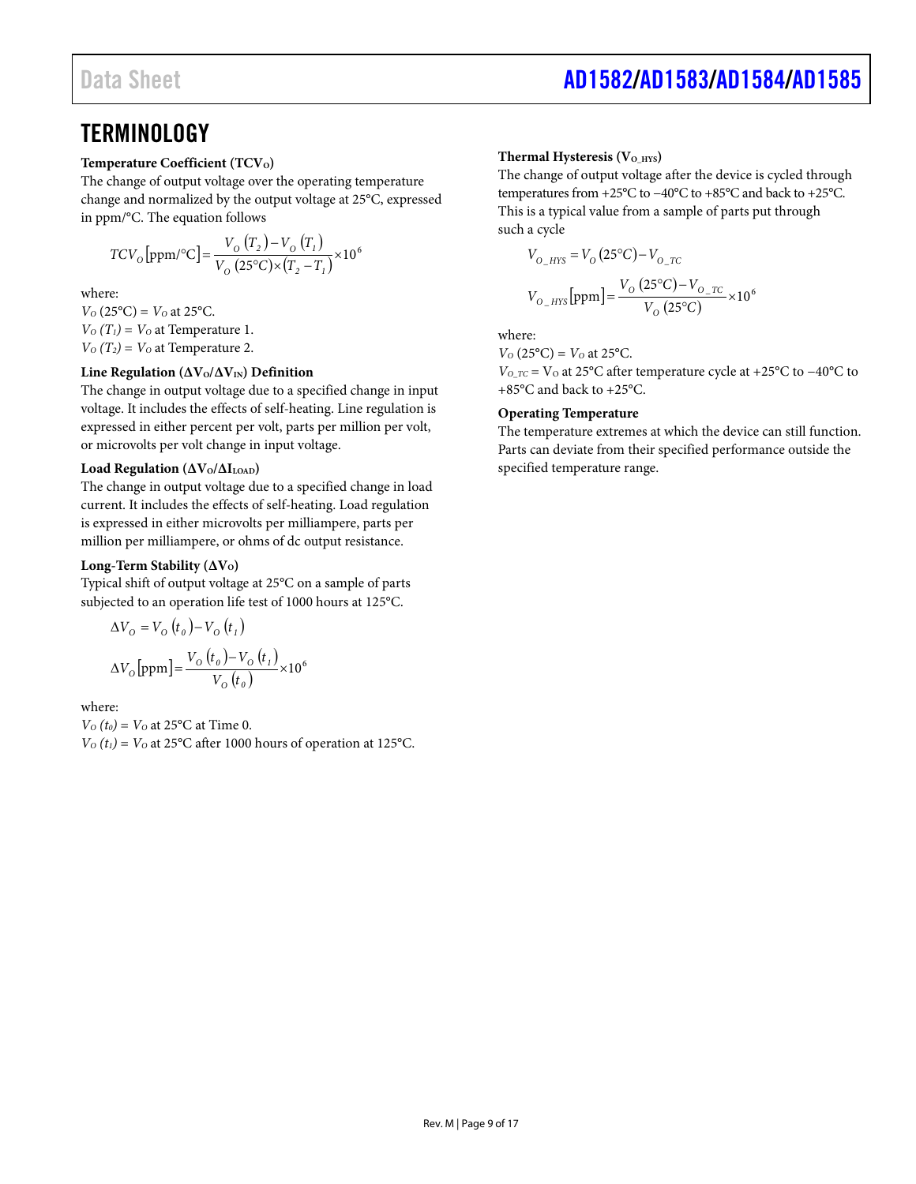## TERMINOLOGY

**Temperature Coefficient ($TCV_O$)**

The change of output voltage over the operating temperature change and normalized by the output voltage at 25°C, expressed in ppm/°C. The equation follows

$$TCV_O[\text{ppm/°C}] = \frac{V_O(T_2) - V_O(T_1)}{V_O(25°C) \times (T_2 - T_1)} \times 10^6$$

where:

$V_O$ (25°C) = $V_O$ at 25°C.

$V_O(T_1) = V_O$ at Temperature 1.

$V_O(T_2) = V_O$ at Temperature 2.

**Line Regulation ($\Delta V_O/\Delta V_{IN}$) Definition**

The change in output voltage due to a specified change in input voltage. It includes the effects of self-heating. Line regulation is expressed in either percent per volt, parts per million per volt, or microvolts per volt change in input voltage.

**Load Regulation ($\Delta V_O/\Delta I_{LOAD}$)**

The change in output voltage due to a specified change in load current. It includes the effects of self-heating. Load regulation is expressed in either microvolts per milliampere, parts per million per milliampere, or ohms of dc output resistance.

**Long-Term Stability ($\Delta V_O$)**

Typical shift of output voltage at 25°C on a sample of parts subjected to an operation life test of 1000 hours at 125°C.

$$\Delta V_O = V_O(t_0) - V_O(t_1)$$

$$\Delta V_O[\text{ppm}] = \frac{V_O(t_0) - V_O(t_1)}{V_O(t_0)} \times 10^6$$

where:

$V_O(t_0) = V_O$ at 25°C at Time 0.

$V_O(t_1) = V_O$ at 25°C after 1000 hours of operation at 125°C.

**Thermal Hysteresis ($V_{O\_HYS}$)**

The change of output voltage after the device is cycled through temperatures from +25°C to −40°C to +85°C and back to +25°C. This is a typical value from a sample of parts put through such a cycle

$$V_{O\_HYS} = V_O(25°C) - V_{O\_TC}$$

$$V_{O\_HYS}[\text{ppm}] = \frac{V_O(25°C) - V_{O\_TC}}{V_O(25°C)} \times 10^6$$

where:

$V_O$ (25°C) = $V_O$ at 25°C.

$V_{O\_TC}$ = $V_O$ at 25°C after temperature cycle at +25°C to −40°C to +85°C and back to +25°C.

**Operating Temperature**

The temperature extremes at which the device can still function. Parts can deviate from their specified performance outside the specified temperature range.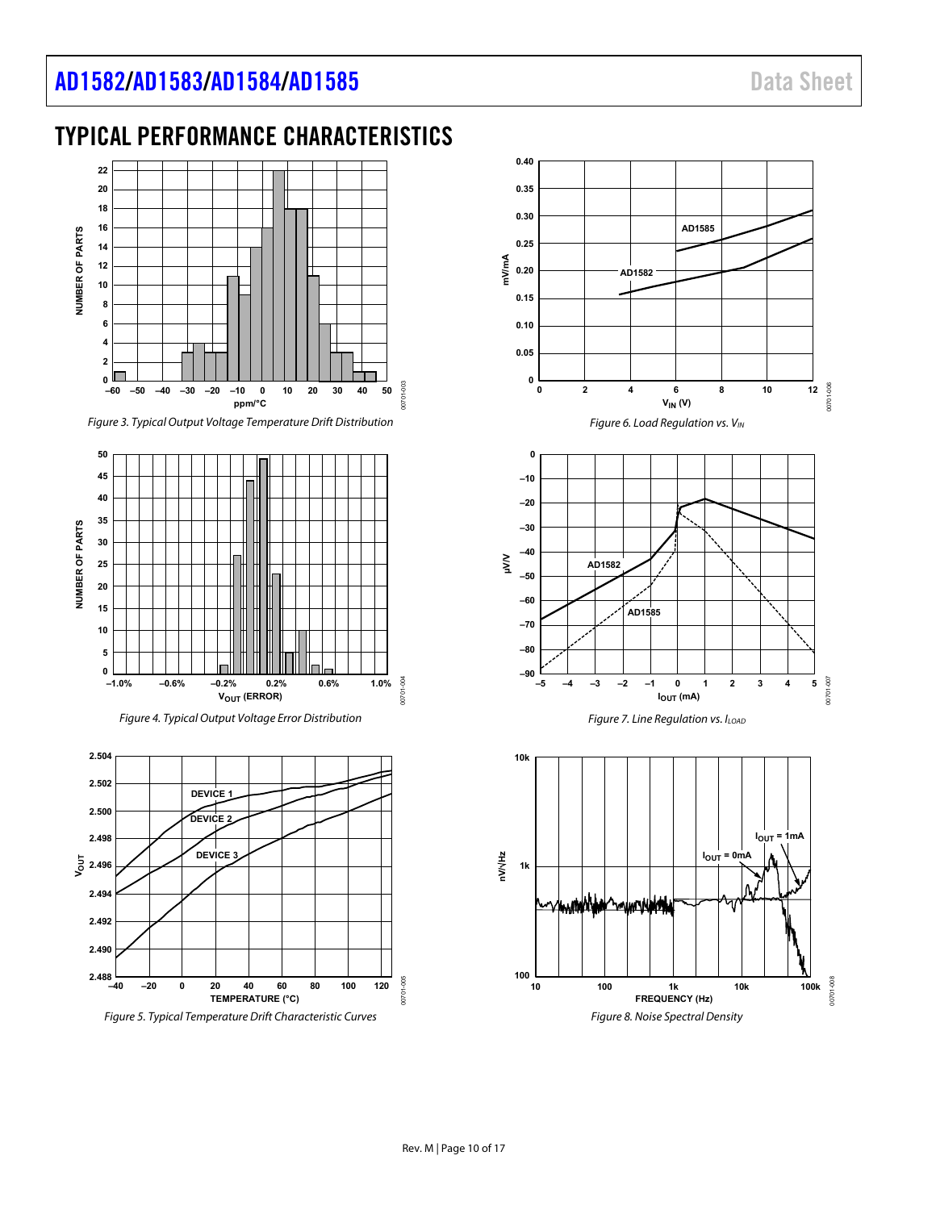## TYPICAL PERFORMANCE CHARACTERISTICS

Figure 3. Typical Output Voltage Temperature Drift Distribution

Figure 4. Typical Output Voltage Error Distribution

Figure 5. Typical Temperature Drift Characteristic Curves

Figure 6. Load Regulation vs. $V_{IN}$

Figure 7. Line Regulation vs. $I_{LOAD}$

Figure 8. Noise Spectral Density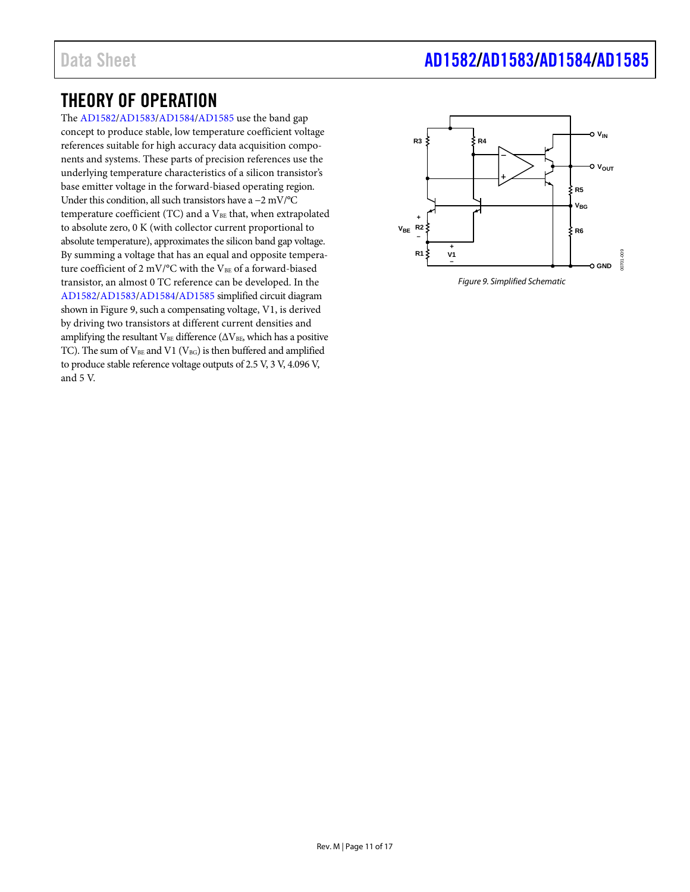# THEORY OF OPERATION

The AD1582/AD1583/AD1584/AD1585 use the band gap concept to produce stable, low temperature coefficient voltage references suitable for high accuracy data acquisition components and systems. These parts of precision references use the underlying temperature characteristics of a silicon transistor's base emitter voltage in the forward-biased operating region. Under this condition, all such transistors have a −2 mV/°C temperature coefficient (TC) and a $V_{BE}$ that, when extrapolated to absolute zero, 0 K (with collector current proportional to absolute temperature), approximates the silicon band gap voltage. By summing a voltage that has an equal and opposite temperature coefficient of 2 mV/°C with the $V_{BE}$ of a forward-biased transistor, an almost 0 TC reference can be developed. In the AD1582/AD1583/AD1584/AD1585 simplified circuit diagram shown in Figure 9, such a compensating voltage, V1, is derived by driving two transistors at different current densities and amplifying the resultant $V_{BE}$ difference ($\Delta V_{BE}$, which has a positive TC). The sum of $V_{BE}$ and V1 ($V_{BG}$) is then buffered and amplified to produce stable reference voltage outputs of 2.5 V, 3 V, 4.096 V, and 5 V.

*Figure 9. Simplified Schematic*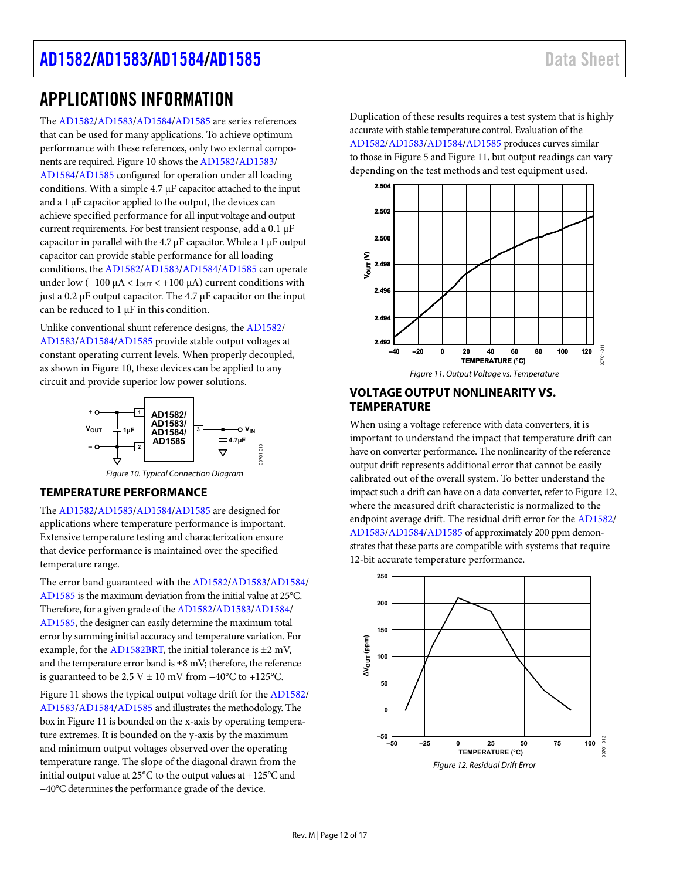# APPLICATIONS INFORMATION

The AD1582/AD1583/AD1584/AD1585 are series references that can be used for many applications. To achieve optimum performance with these references, only two external components are required. Figure 10 shows the AD1582/AD1583/AD1584/AD1585 configured for operation under all loading conditions. With a simple 4.7 µF capacitor attached to the input and a 1 µF capacitor applied to the output, the devices can achieve specified performance for all input voltage and output current requirements. For best transient response, add a 0.1 µF capacitor in parallel with the 4.7 µF capacitor. While a 1 µF output capacitor can provide stable performance for all loading conditions, the AD1582/AD1583/AD1584/AD1585 can operate under low (−100 µA < $I_{OUT}$ < +100 µA) current conditions with just a 0.2 µF output capacitor. The 4.7 µF capacitor on the input can be reduced to 1 µF in this condition.

Unlike conventional shunt reference designs, the AD1582/AD1583/AD1584/AD1585 provide stable output voltages at constant operating current levels. When properly decoupled, as shown in Figure 10, these devices can be applied to any circuit and provide superior low power solutions.

Figure 10. Typical Connection Diagram

## TEMPERATURE PERFORMANCE

The AD1582/AD1583/AD1584/AD1585 are designed for applications where temperature performance is important. Extensive temperature testing and characterization ensure that device performance is maintained over the specified temperature range.

The error band guaranteed with the AD1582/AD1583/AD1584/AD1585 is the maximum deviation from the initial value at 25°C. Therefore, for a given grade of the AD1582/AD1583/AD1584/AD1585, the designer can easily determine the maximum total error by summing initial accuracy and temperature variation. For example, for the AD1582BRT, the initial tolerance is ±2 mV, and the temperature error band is ±8 mV; therefore, the reference is guaranteed to be 2.5 V ± 10 mV from −40°C to +125°C.

Figure 11 shows the typical output voltage drift for the AD1582/AD1583/AD1584/AD1585 and illustrates the methodology. The box in Figure 11 is bounded on the x-axis by operating temperature extremes. It is bounded on the y-axis by the maximum and minimum output voltages observed over the operating temperature range. The slope of the diagonal drawn from the initial output value at 25°C to the output values at +125°C and −40°C determines the performance grade of the device.

Duplication of these results requires a test system that is highly accurate with stable temperature control. Evaluation of the AD1582/AD1583/AD1584/AD1585 produces curves similar to those in Figure 5 and Figure 11, but output readings can vary depending on the test methods and test equipment used.

Figure 11. Output Voltage vs. Temperature

## VOLTAGE OUTPUT NONLINEARITY VS. TEMPERATURE

When using a voltage reference with data converters, it is important to understand the impact that temperature drift can have on converter performance. The nonlinearity of the reference output drift represents additional error that cannot be easily calibrated out of the overall system. To better understand the impact such a drift can have on a data converter, refer to Figure 12, where the measured drift characteristic is normalized to the endpoint average drift. The residual drift error for the AD1582/AD1583/AD1584/AD1585 of approximately 200 ppm demonstrates that these parts are compatible with systems that require 12-bit accurate temperature performance.

Figure 12. Residual Drift Error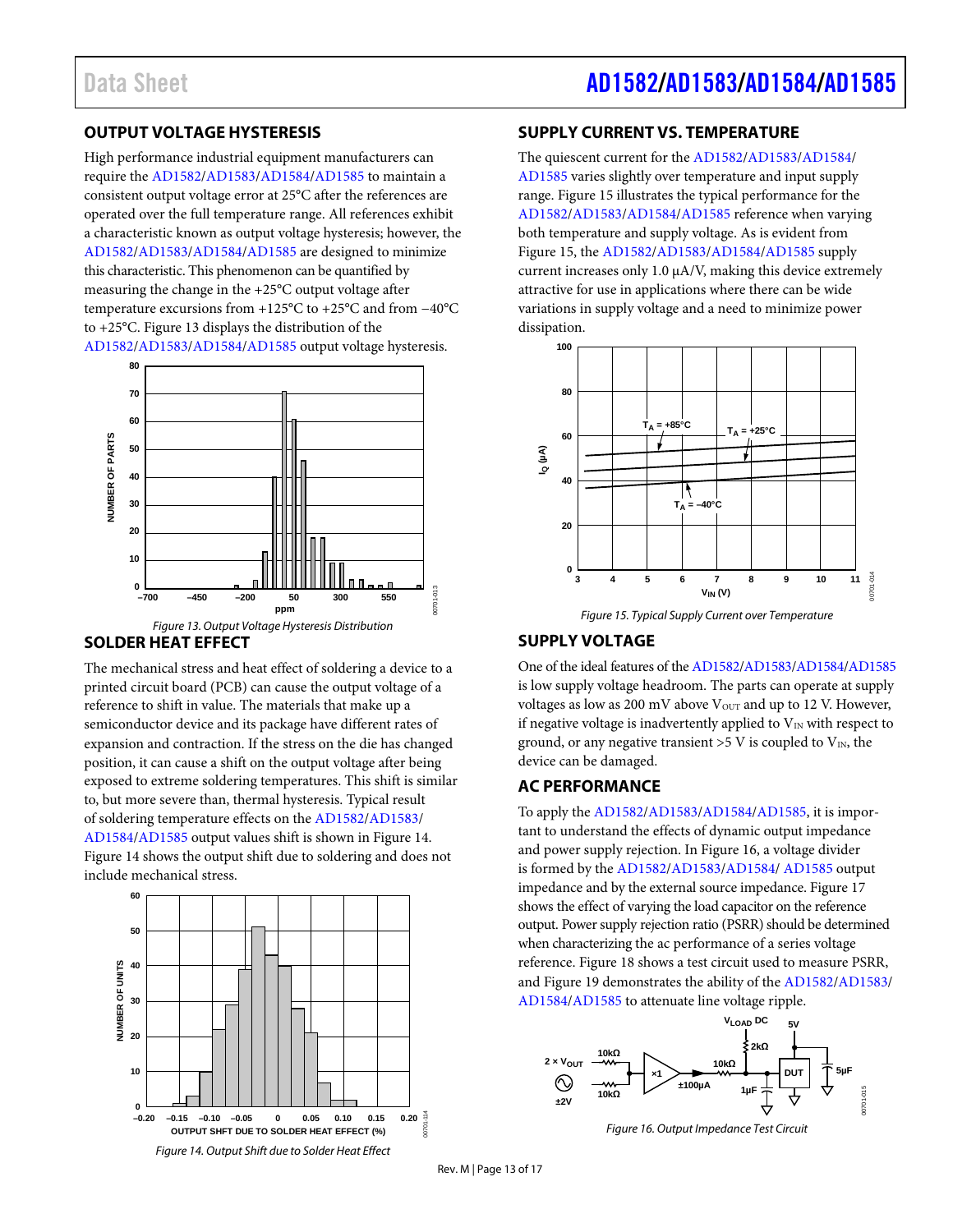## OUTPUT VOLTAGE HYSTERESIS

High performance industrial equipment manufacturers can require the AD1582/AD1583/AD1584/AD1585 to maintain a consistent output voltage error at 25°C after the references are operated over the full temperature range. All references exhibit a characteristic known as output voltage hysteresis; however, the AD1582/AD1583/AD1584/AD1585 are designed to minimize this characteristic. This phenomenon can be quantified by measuring the change in the +25°C output voltage after temperature excursions from +125°C to +25°C and from −40°C to +25°C. Figure 13 displays the distribution of the AD1582/AD1583/AD1584/AD1585 output voltage hysteresis.

Figure 13. Output Voltage Hysteresis Distribution

## SOLDER HEAT EFFECT

The mechanical stress and heat effect of soldering a device to a printed circuit board (PCB) can cause the output voltage of a reference to shift in value. The materials that make up a semiconductor device and its package have different rates of expansion and contraction. If the stress on the die has changed position, it can cause a shift on the output voltage after being exposed to extreme soldering temperatures. This shift is similar to, but more severe than, thermal hysteresis. Typical result of soldering temperature effects on the AD1582/AD1583/AD1584/AD1585 output values shift is shown in Figure 14. Figure 14 shows the output shift due to soldering and does not include mechanical stress.

Figure 14. Output Shift due to Solder Heat Effect

## SUPPLY CURRENT VS. TEMPERATURE

The quiescent current for the AD1582/AD1583/AD1584/AD1585 varies slightly over temperature and input supply range. Figure 15 illustrates the typical performance for the AD1582/AD1583/AD1584/AD1585 reference when varying both temperature and supply voltage. As is evident from Figure 15, the AD1582/AD1583/AD1584/AD1585 supply current increases only 1.0 µA/V, making this device extremely attractive for use in applications where there can be wide variations in supply voltage and a need to minimize power dissipation.

Figure 15. Typical Supply Current over Temperature

## SUPPLY VOLTAGE

One of the ideal features of the AD1582/AD1583/AD1584/AD1585 is low supply voltage headroom. The parts can operate at supply voltages as low as 200 mV above $V_{OUT}$ and up to 12 V. However, if negative voltage is inadvertently applied to $V_{IN}$ with respect to ground, or any negative transient >5 V is coupled to $V_{IN}$, the device can be damaged.

## AC PERFORMANCE

To apply the AD1582/AD1583/AD1584/AD1585, it is important to understand the effects of dynamic output impedance and power supply rejection. In Figure 16, a voltage divider is formed by the AD1582/AD1583/AD1584/ AD1585 output impedance and by the external source impedance. Figure 17 shows the effect of varying the load capacitor on the reference output. Power supply rejection ratio (PSRR) should be determined when characterizing the ac performance of a series voltage reference. Figure 18 shows a test circuit used to measure PSRR, and Figure 19 demonstrates the ability of the AD1582/AD1583/AD1584/AD1585 to attenuate line voltage ripple.

Figure 16. Output Impedance Test Circuit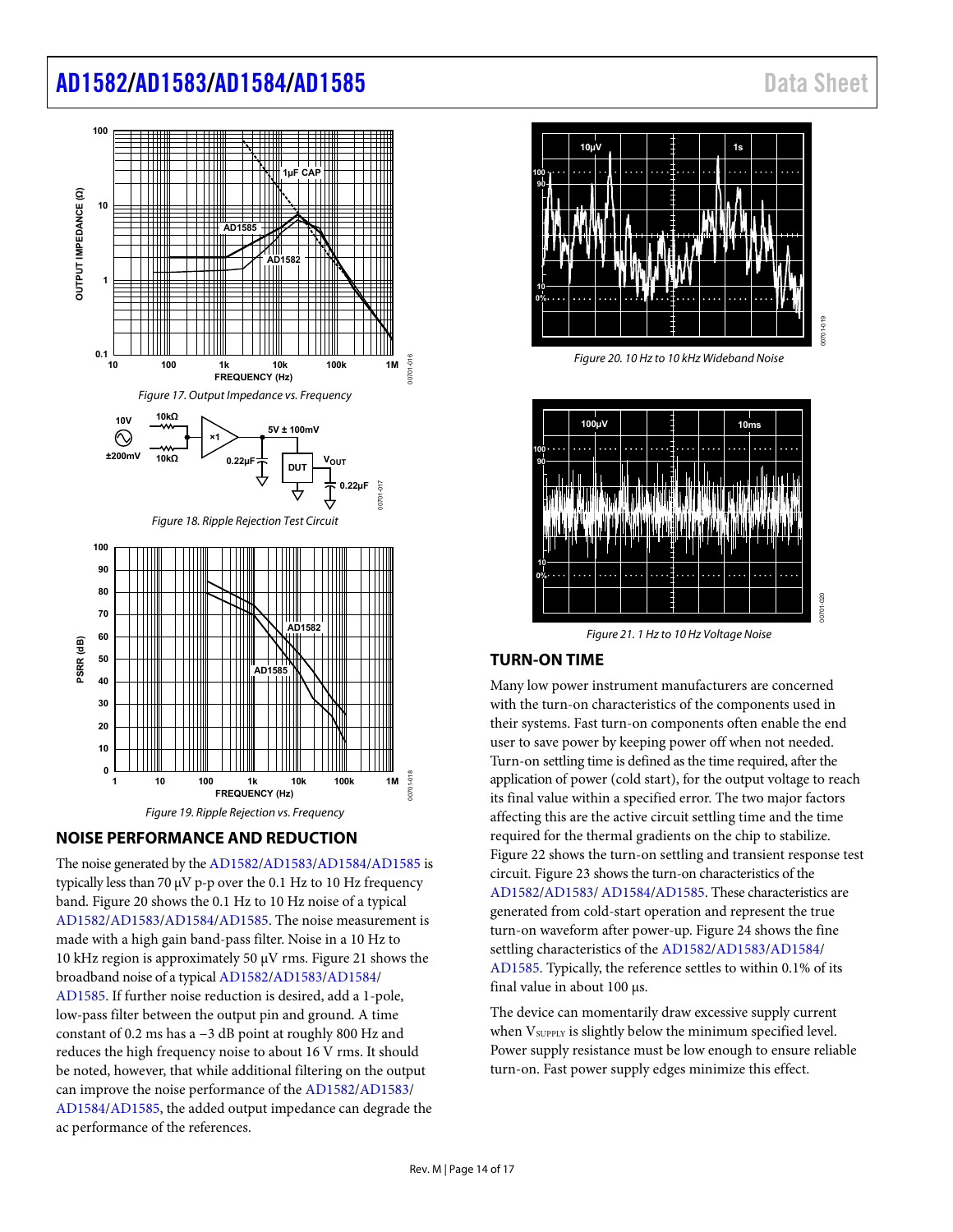Figure 17. Output Impedance vs. Frequency

Figure 18. Ripple Rejection Test Circuit

Figure 19. Ripple Rejection vs. Frequency

## NOISE PERFORMANCE AND REDUCTION

The noise generated by the AD1582/AD1583/AD1584/AD1585 is typically less than 70 μV p-p over the 0.1 Hz to 10 Hz frequency band. Figure 20 shows the 0.1 Hz to 10 Hz noise of a typical AD1582/AD1583/AD1584/AD1585. The noise measurement is made with a high gain band-pass filter. Noise in a 10 Hz to 10 kHz region is approximately 50 μV rms. Figure 21 shows the broadband noise of a typical AD1582/AD1583/AD1584/AD1585. If further noise reduction is desired, add a 1-pole, low-pass filter between the output pin and ground. A time constant of 0.2 ms has a −3 dB point at roughly 800 Hz and reduces the high frequency noise to about 16 V rms. It should be noted, however, that while additional filtering on the output can improve the noise performance of the AD1582/AD1583/AD1584/AD1585, the added output impedance can degrade the ac performance of the references.

Figure 20. 10 Hz to 10 kHz Wideband Noise

Figure 21. 1 Hz to 10 Hz Voltage Noise

## TURN-ON TIME

Many low power instrument manufacturers are concerned with the turn-on characteristics of the components used in their systems. Fast turn-on components often enable the end user to save power by keeping power off when not needed. Turn-on settling time is defined as the time required, after the application of power (cold start), for the output voltage to reach its final value within a specified error. The two major factors affecting this are the active circuit settling time and the time required for the thermal gradients on the chip to stabilize. Figure 22 shows the turn-on settling and transient response test circuit. Figure 23 shows the turn-on characteristics of the AD1582/AD1583/ AD1584/AD1585. These characteristics are generated from cold-start operation and represent the true turn-on waveform after power-up. Figure 24 shows the fine settling characteristics of the AD1582/AD1583/AD1584/AD1585. Typically, the reference settles to within 0.1% of its final value in about 100 μs.

The device can momentarily draw excessive supply current when $V_{SUPPLY}$ is slightly below the minimum specified level. Power supply resistance must be low enough to ensure reliable turn-on. Fast power supply edges minimize this effect.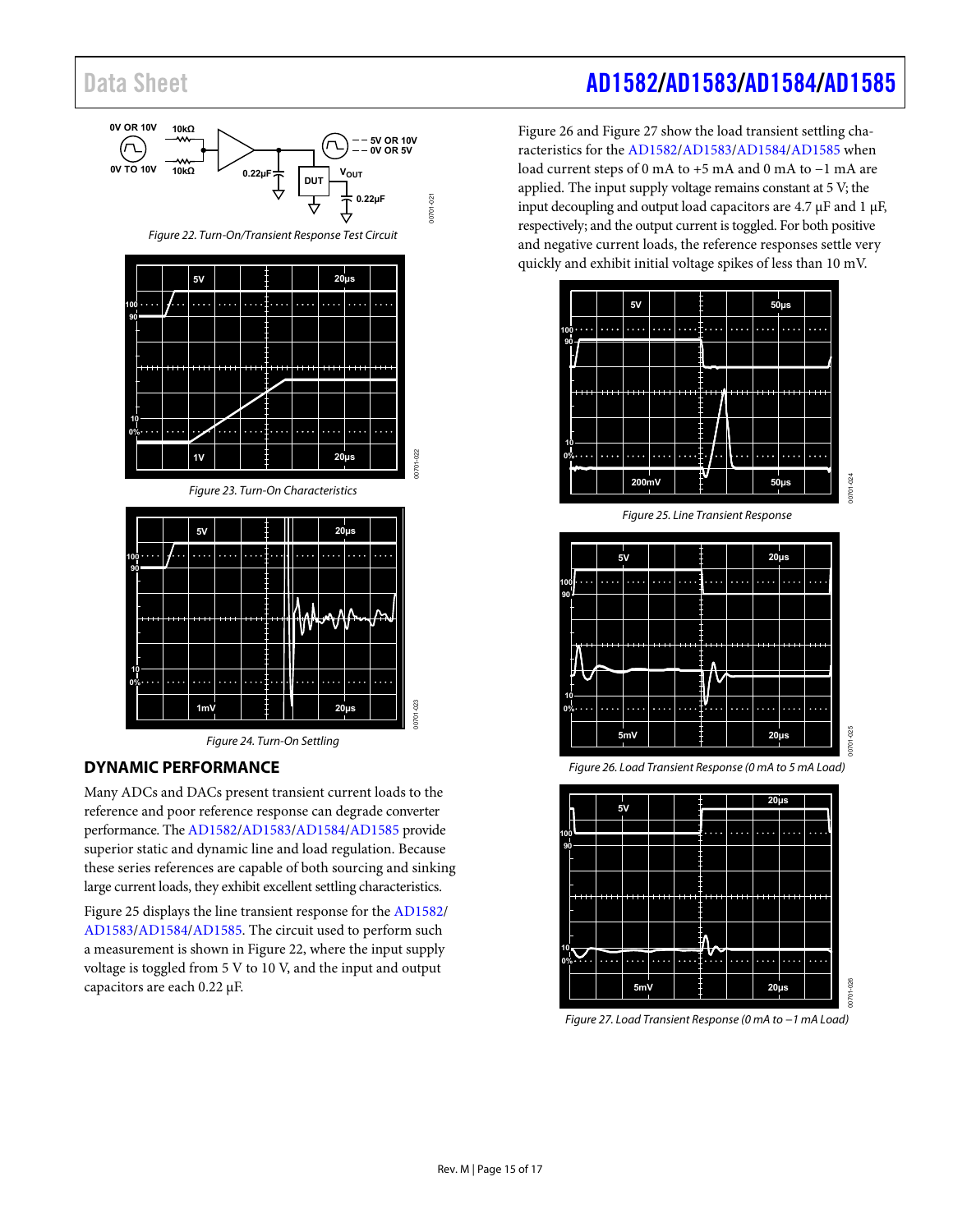Figure 22. Turn-On/Transient Response Test Circuit

Figure 23. Turn-On Characteristics

Figure 24. Turn-On Settling

## DYNAMIC PERFORMANCE

Many ADCs and DACs present transient current loads to the reference and poor reference response can degrade converter performance. The AD1582/AD1583/AD1584/AD1585 provide superior static and dynamic line and load regulation. Because these series references are capable of both sourcing and sinking large current loads, they exhibit excellent settling characteristics.

Figure 25 displays the line transient response for the AD1582/AD1583/AD1584/AD1585. The circuit used to perform such a measurement is shown in Figure 22, where the input supply voltage is toggled from 5 V to 10 V, and the input and output capacitors are each 0.22 µF.

Figure 26 and Figure 27 show the load transient settling characteristics for the AD1582/AD1583/AD1584/AD1585 when load current steps of 0 mA to +5 mA and 0 mA to −1 mA are applied. The input supply voltage remains constant at 5 V; the input decoupling and output load capacitors are 4.7 µF and 1 µF, respectively; and the output current is toggled. For both positive and negative current loads, the reference responses settle very quickly and exhibit initial voltage spikes of less than 10 mV.

Figure 25. Line Transient Response

Figure 26. Load Transient Response (0 mA to 5 mA Load)

Figure 27. Load Transient Response (0 mA to −1 mA Load)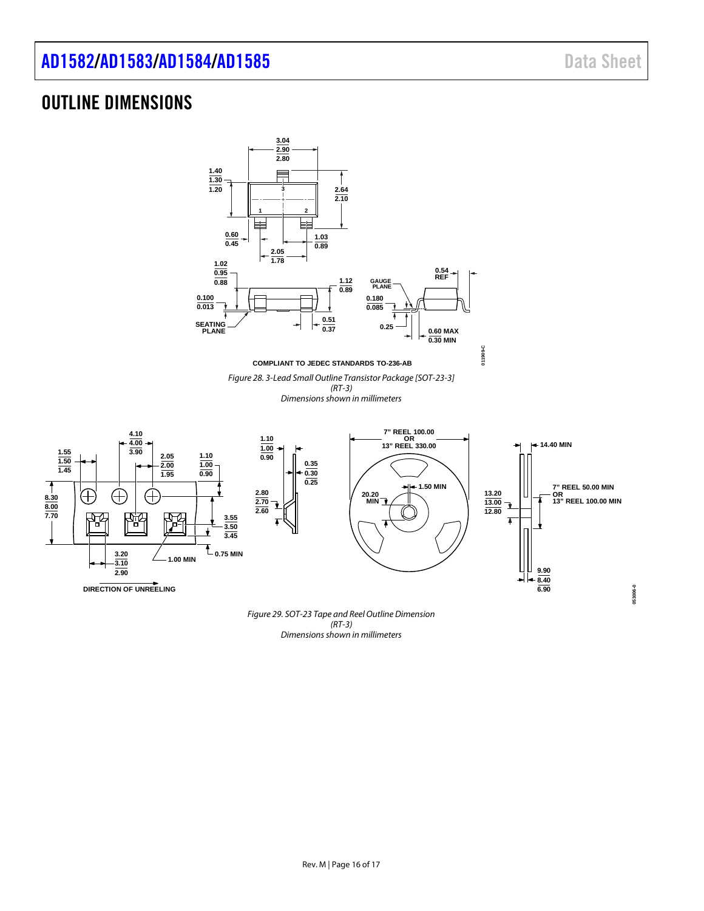# OUTLINE DIMENSIONS

COMPLIANT TO JEDEC STANDARDS TO-236-AB

*Figure 28. 3-Lead Small Outline Transistor Package [SOT-23-3] (RT-3)*
*Dimensions shown in millimeters*

*Figure 29. SOT-23 Tape and Reel Outline Dimension (RT-3)*
*Dimensions shown in millimeters*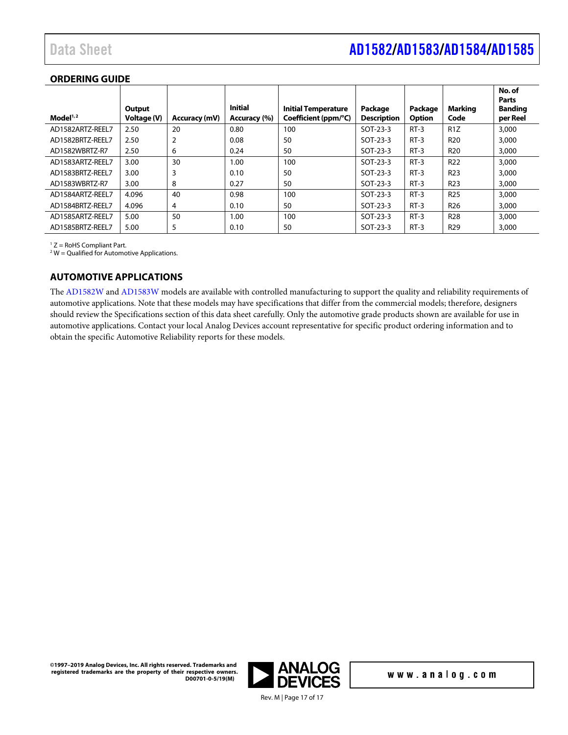## ORDERING GUIDE

| Model[1, 2] | Output Voltage (V) | Accuracy (mV) | Initial Accuracy (%) | Initial Temperature Coefficient (ppm/°C) | Package Description | Package Option | Marking Code | No. of Parts Banding per Reel |
|---|---|---|---|---|---|---|---|---|
| AD1582ARTZ-REEL7 | 2.50 | 20 | 0.80 | 100 | SOT-23-3 | RT-3 | R1Z | 3,000 |
| AD1582BRTZ-REEL7 | 2.50 | 2 | 0.08 | 50 | SOT-23-3 | RT-3 | R20 | 3,000 |
| AD1582WBRTZ-R7 | 2.50 | 6 | 0.24 | 50 | SOT-23-3 | RT-3 | R20 | 3,000 |
| AD1583ARTZ-REEL7 | 3.00 | 30 | 1.00 | 100 | SOT-23-3 | RT-3 | R22 | 3,000 |
| AD1583BRTZ-REEL7 | 3.00 | 3 | 0.10 | 50 | SOT-23-3 | RT-3 | R23 | 3,000 |
| AD1583WBRTZ-R7 | 3.00 | 8 | 0.27 | 50 | SOT-23-3 | RT-3 | R23 | 3,000 |
| AD1584ARTZ-REEL7 | 4.096 | 40 | 0.98 | 100 | SOT-23-3 | RT-3 | R25 | 3,000 |
| AD1584BRTZ-REEL7 | 4.096 | 4 | 0.10 | 50 | SOT-23-3 | RT-3 | R26 | 3,000 |
| AD1585ARTZ-REEL7 | 5.00 | 50 | 1.00 | 100 | SOT-23-3 | RT-3 | R28 | 3,000 |
| AD1585BRTZ-REEL7 | 5.00 | 5 | 0.10 | 50 | SOT-23-3 | RT-3 | R29 | 3,000 |

[1] Z = RoHS Compliant Part.
[2] W = Qualified for Automotive Applications.

## AUTOMOTIVE APPLICATIONS

The AD1582W and AD1583W models are available with controlled manufacturing to support the quality and reliability requirements of automotive applications. Note that these models may have specifications that differ from the commercial models; therefore, designers should review the Specifications section of this data sheet carefully. Only the automotive grade products shown are available for use in automotive applications. Contact your local Analog Devices account representative for specific product ordering information and to obtain the specific Automotive Reliability reports for these models.

©1997–2019 Analog Devices, Inc. All rights reserved. Trademarks and registered trademarks are the property of their respective owners.
D00701-0-5/19(M)